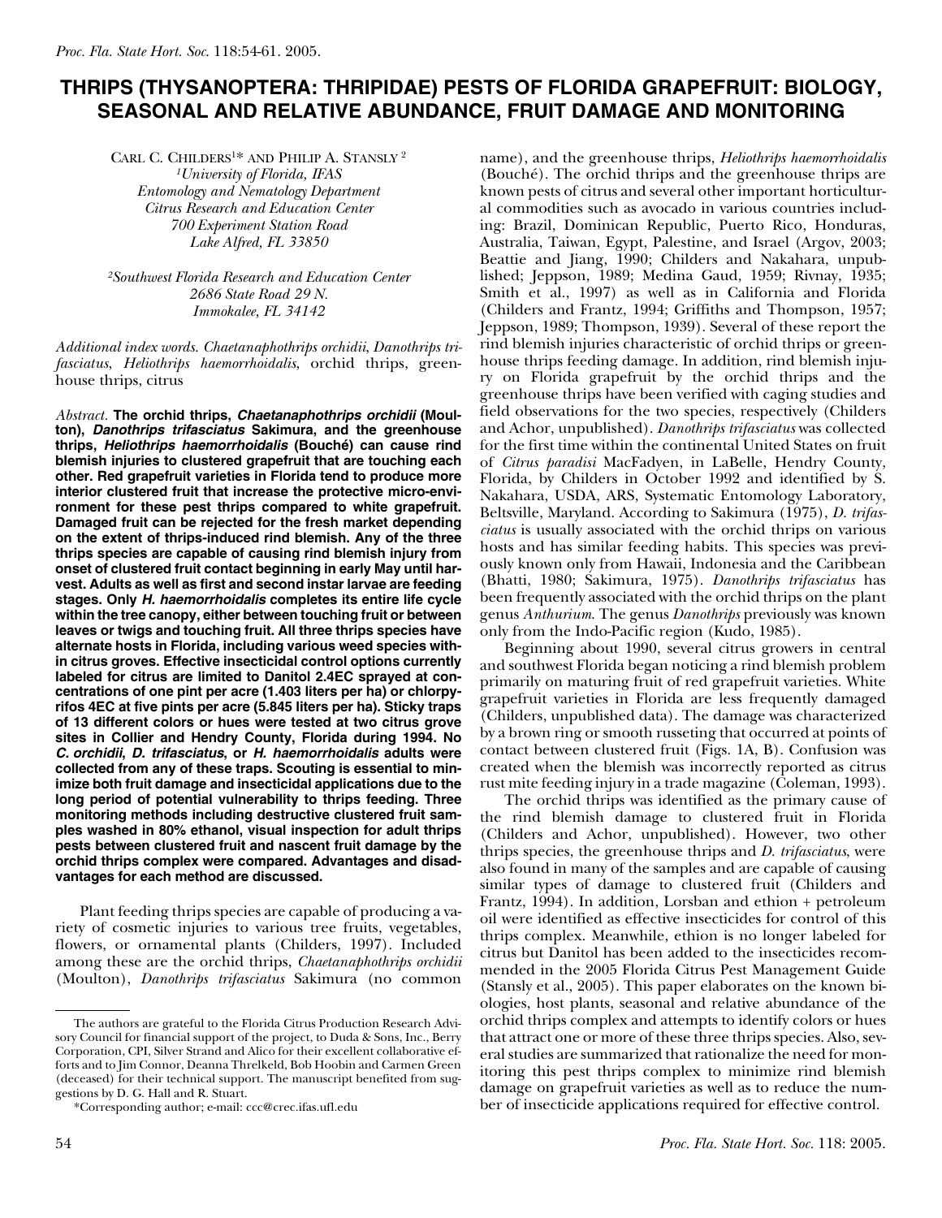# THRIPS (THYSANOPTERA: THRIPIDAE) PESTS OF FLORIDA GRAPEFRUIT: BIOLOGY, SEASONAL AND RELATIVE ABUNDANCE, FRUIT DAMAGE AND MONITORING

CARL C. CHILDERS[1]* AND PHILIP A. STANSLY[2]

[1]*University of Florida, IFAS*
*Entomology and Nematology Department*
*Citrus Research and Education Center*
*700 Experiment Station Road*
*Lake Alfred, FL 33850*

[2]*Southwest Florida Research and Education Center*
*2686 State Road 29 N.*
*Immokalee, FL 34142*

*Additional index words. Chaetanaphothrips orchidii, Danothrips trifasciatus, Heliothrips haemorrhoidalis*, orchid thrips, greenhouse thrips, citrus

*Abstract.* **The orchid thrips, *Chaetanaphothrips orchidii* (Moulton), *Danothrips trifasciatus* Sakimura, and the greenhouse thrips, *Heliothrips haemorrhoidalis* (Bouché) can cause rind blemish injuries to clustered grapefruit that are touching each other. Red grapefruit varieties in Florida tend to produce more interior clustered fruit that increase the protective micro-environment for these pest thrips compared to white grapefruit. Damaged fruit can be rejected for the fresh market depending on the extent of thrips-induced rind blemish. Any of the three thrips species are capable of causing rind blemish injury from onset of clustered fruit contact beginning in early May until harvest. Adults as well as first and second instar larvae are feeding stages. Only *H. haemorrhoidalis* completes its entire life cycle within the tree canopy, either between touching fruit or between leaves or twigs and touching fruit. All three thrips species have alternate hosts in Florida, including various weed species within citrus groves. Effective insecticidal control options currently labeled for citrus are limited to Danitol 2.4EC sprayed at concentrations of one pint per acre (1.403 liters per ha) or chlorpyrifos 4EC at five pints per acre (5.845 liters per ha). Sticky traps of 13 different colors or hues were tested at two citrus grove sites in Collier and Hendry County, Florida during 1994. No *C. orchidii*, *D. trifasciatus*, or *H. haemorrhoidalis* adults were collected from any of these traps. Scouting is essential to minimize both fruit damage and insecticidal applications due to the long period of potential vulnerability to thrips feeding. Three monitoring methods including destructive clustered fruit samples washed in 80% ethanol, visual inspection for adult thrips pests between clustered fruit and nascent fruit damage by the orchid thrips complex were compared. Advantages and disadvantages for each method are discussed.**

Plant feeding thrips species are capable of producing a variety of cosmetic injuries to various tree fruits, vegetables, flowers, or ornamental plants (Childers, 1997). Included among these are the orchid thrips, *Chaetanaphothrips orchidii* (Moulton), *Danothrips trifasciatus* Sakimura (no common name), and the greenhouse thrips, *Heliothrips haemorrhoidalis* (Bouché). The orchid thrips and the greenhouse thrips are known pests of citrus and several other important horticultural commodities such as avocado in various countries including: Brazil, Dominican Republic, Puerto Rico, Honduras, Australia, Taiwan, Egypt, Palestine, and Israel (Argov, 2003; Beattie and Jiang, 1990; Childers and Nakahara, unpublished; Jeppson, 1989; Medina Gaud, 1959; Rivnay, 1935; Smith et al., 1997) as well as in California and Florida (Childers and Frantz, 1994; Griffiths and Thompson, 1957; Jeppson, 1989; Thompson, 1939). Several of these report the rind blemish injuries characteristic of orchid thrips or greenhouse thrips feeding damage. In addition, rind blemish injury on Florida grapefruit by the orchid thrips and the greenhouse thrips have been verified with caging studies and field observations for the two species, respectively (Childers and Achor, unpublished). *Danothrips trifasciatus* was collected for the first time within the continental United States on fruit of *Citrus paradisi* MacFadyen, in LaBelle, Hendry County, Florida, by Childers in October 1992 and identified by S. Nakahara, USDA, ARS, Systematic Entomology Laboratory, Beltsville, Maryland. According to Sakimura (1975), *D. trifasciatus* is usually associated with the orchid thrips on various hosts and has similar feeding habits. This species was previously known only from Hawaii, Indonesia and the Caribbean (Bhatti, 1980; Sakimura, 1975). *Danothrips trifasciatus* has been frequently associated with the orchid thrips on the plant genus *Anthurium*. The genus *Danothrips* previously was known only from the Indo-Pacific region (Kudo, 1985).

Beginning about 1990, several citrus growers in central and southwest Florida began noticing a rind blemish problem primarily on maturing fruit of red grapefruit varieties. White grapefruit varieties in Florida are less frequently damaged (Childers, unpublished data). The damage was characterized by a brown ring or smooth russeting that occurred at points of contact between clustered fruit (Figs. 1A, B). Confusion was created when the blemish was incorrectly reported as citrus rust mite feeding injury in a trade magazine (Coleman, 1993).

The orchid thrips was identified as the primary cause of the rind blemish damage to clustered fruit in Florida (Childers and Achor, unpublished). However, two other thrips species, the greenhouse thrips and *D. trifasciatus*, were also found in many of the samples and are capable of causing similar types of damage to clustered fruit (Childers and Frantz, 1994). In addition, Lorsban and ethion + petroleum oil were identified as effective insecticides for control of this thrips complex. Meanwhile, ethion is no longer labeled for citrus but Danitol has been added to the insecticides recommended in the 2005 Florida Citrus Pest Management Guide (Stansly et al., 2005). This paper elaborates on the known biologies, host plants, seasonal and relative abundance of the orchid thrips complex and attempts to identify colors or hues that attract one or more of these three thrips species. Also, several studies are summarized that rationalize the need for monitoring this pest thrips complex to minimize rind blemish damage on grapefruit varieties as well as to reduce the number of insecticide applications required for effective control.

---

The authors are grateful to the Florida Citrus Production Research Advisory Council for financial support of the project, to Duda & Sons, Inc., Berry Corporation, CPI, Silver Strand and Alico for their excellent collaborative efforts and to Jim Connor, Deanna Threlkeld, Bob Hoobin and Carmen Green (deceased) for their technical support. The manuscript benefited from suggestions by D. G. Hall and R. Stuart.

*Corresponding author; e-mail: ccc@crec.ifas.ufl.edu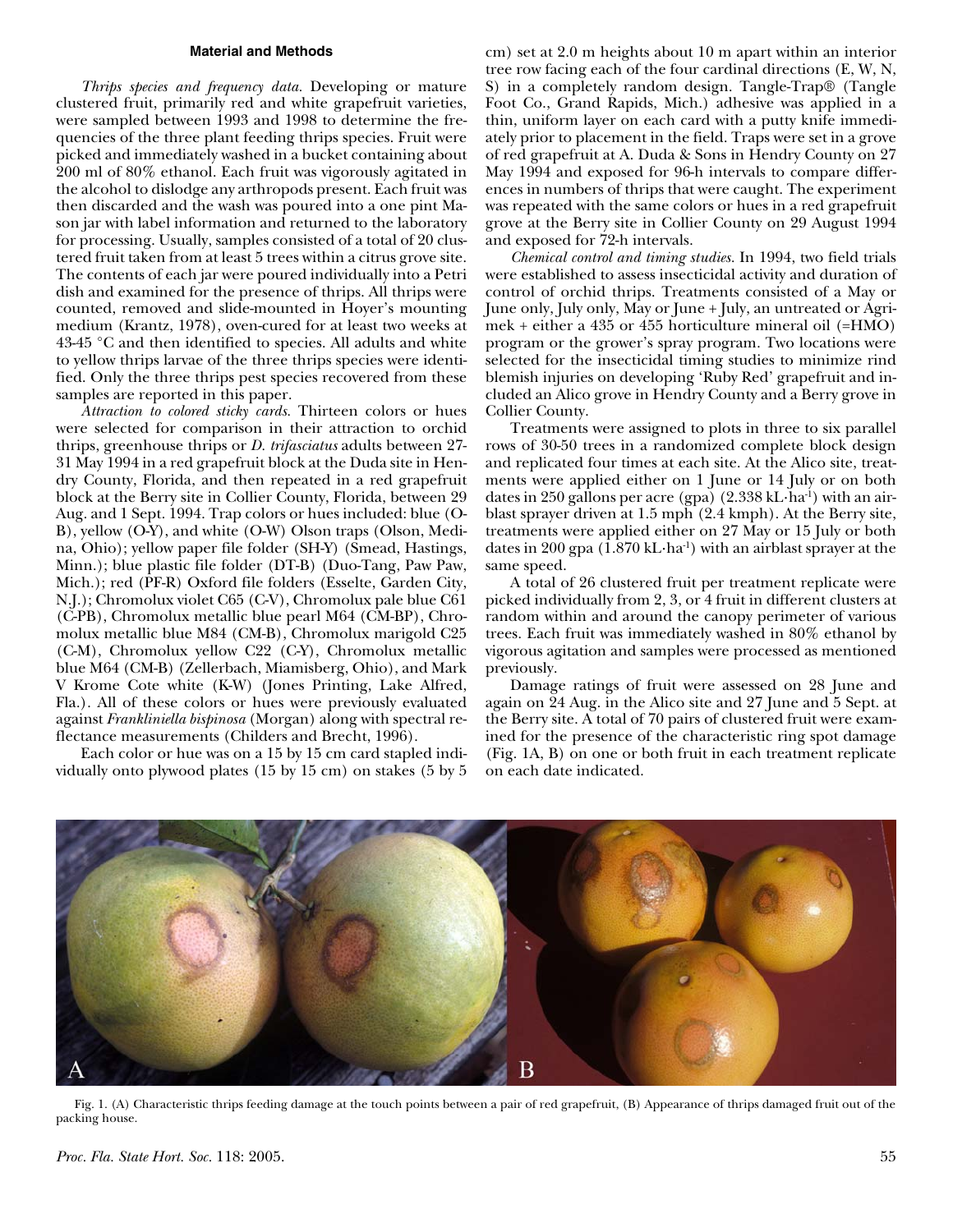## Material and Methods

*Thrips species and frequency data.* Developing or mature clustered fruit, primarily red and white grapefruit varieties, were sampled between 1993 and 1998 to determine the frequencies of the three plant feeding thrips species. Fruit were picked and immediately washed in a bucket containing about 200 ml of 80% ethanol. Each fruit was vigorously agitated in the alcohol to dislodge any arthropods present. Each fruit was then discarded and the wash was poured into a one pint Mason jar with label information and returned to the laboratory for processing. Usually, samples consisted of a total of 20 clustered fruit taken from at least 5 trees within a citrus grove site. The contents of each jar were poured individually into a Petri dish and examined for the presence of thrips. All thrips were counted, removed and slide-mounted in Hoyer's mounting medium (Krantz, 1978), oven-cured for at least two weeks at 43-45 °C and then identified to species. All adults and white to yellow thrips larvae of the three thrips species were identified. Only the three thrips pest species recovered from these samples are reported in this paper.

*Attraction to colored sticky cards.* Thirteen colors or hues were selected for comparison in their attraction to orchid thrips, greenhouse thrips or *D. trifasciatus* adults between 27-31 May 1994 in a red grapefruit block at the Duda site in Hendry County, Florida, and then repeated in a red grapefruit block at the Berry site in Collier County, Florida, between 29 Aug. and 1 Sept. 1994. Trap colors or hues included: blue (O-B), yellow (O-Y), and white (O-W) Olson traps (Olson, Medina, Ohio); yellow paper file folder (SH-Y) (Smead, Hastings, Minn.); blue plastic file folder (DT-B) (Duo-Tang, Paw Paw, Mich.); red (PF-R) Oxford file folders (Esselte, Garden City, N.J.); Chromolux violet C65 (C-V), Chromolux pale blue C61 (C-PB), Chromolux metallic blue pearl M64 (CM-BP), Chromolux metallic blue M84 (CM-B), Chromolux marigold C25 (C-M), Chromolux yellow C22 (C-Y), Chromolux metallic blue M64 (CM-B) (Zellerbach, Miamisberg, Ohio), and Mark V Krome Cote white (K-W) (Jones Printing, Lake Alfred, Fla.). All of these colors or hues were previously evaluated against *Frankliniella bispinosa* (Morgan) along with spectral reflectance measurements (Childers and Brecht, 1996).

Each color or hue was on a 15 by 15 cm card stapled individually onto plywood plates (15 by 15 cm) on stakes (5 by 5 cm) set at 2.0 m heights about 10 m apart within an interior tree row facing each of the four cardinal directions (E, W, N, S) in a completely random design. Tangle-Trap® (Tangle Foot Co., Grand Rapids, Mich.) adhesive was applied in a thin, uniform layer on each card with a putty knife immediately prior to placement in the field. Traps were set in a grove of red grapefruit at A. Duda & Sons in Hendry County on 27 May 1994 and exposed for 96-h intervals to compare differences in numbers of thrips that were caught. The experiment was repeated with the same colors or hues in a red grapefruit grove at the Berry site in Collier County on 29 August 1994 and exposed for 72-h intervals.

*Chemical control and timing studies.* In 1994, two field trials were established to assess insecticidal activity and duration of control of orchid thrips. Treatments consisted of a May or June only, July only, May or June + July, an untreated or Agrimek + either a 435 or 455 horticulture mineral oil (=HMO) program or the grower's spray program. Two locations were selected for the insecticidal timing studies to minimize rind blemish injuries on developing 'Ruby Red' grapefruit and included an Alico grove in Hendry County and a Berry grove in Collier County.

Treatments were assigned to plots in three to six parallel rows of 30-50 trees in a randomized complete block design and replicated four times at each site. At the Alico site, treatments were applied either on 1 June or 14 July or on both dates in 250 gallons per acre (gpa) ($2.338\ kL \cdot ha^{-1}$) with an airblast sprayer driven at 1.5 mph (2.4 kmph). At the Berry site, treatments were applied either on 27 May or 15 July or both dates in 200 gpa ($1.870\ kL \cdot ha^{-1}$) with an airblast sprayer at the same speed.

A total of 26 clustered fruit per treatment replicate were picked individually from 2, 3, or 4 fruit in different clusters at random within and around the canopy perimeter of various trees. Each fruit was immediately washed in 80% ethanol by vigorous agitation and samples were processed as mentioned previously.

Damage ratings of fruit were assessed on 28 June and again on 24 Aug. in the Alico site and 27 June and 5 Sept. at the Berry site. A total of 70 pairs of clustered fruit were examined for the presence of the characteristic ring spot damage (Fig. 1A, B) on one or both fruit in each treatment replicate on each date indicated.

Fig. 1. (A) Characteristic thrips feeding damage at the touch points between a pair of red grapefruit, (B) Appearance of thrips damaged fruit out of the packing house.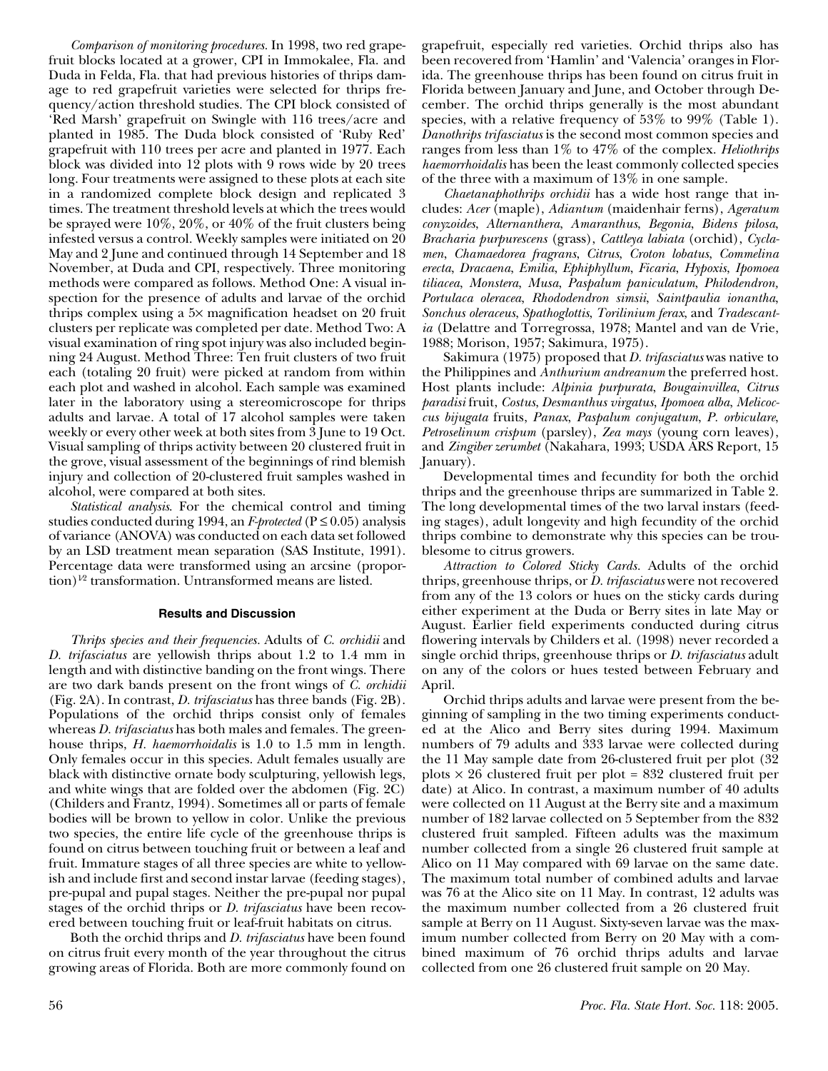*Comparison of monitoring procedures.* In 1998, two red grapefruit blocks located at a grower, CPI in Immokalee, Fla. and Duda in Felda, Fla. that had previous histories of thrips damage to red grapefruit varieties were selected for thrips frequency/action threshold studies. The CPI block consisted of 'Red Marsh' grapefruit on Swingle with 116 trees/acre and planted in 1985. The Duda block consisted of 'Ruby Red' grapefruit with 110 trees per acre and planted in 1977. Each block was divided into 12 plots with 9 rows wide by 20 trees long. Four treatments were assigned to these plots at each site in a randomized complete block design and replicated 3 times. The treatment threshold levels at which the trees would be sprayed were 10%, 20%, or 40% of the fruit clusters being infested versus a control. Weekly samples were initiated on 20 May and 2 June and continued through 14 September and 18 November, at Duda and CPI, respectively. Three monitoring methods were compared as follows. Method One: A visual inspection for the presence of adults and larvae of the orchid thrips complex using a 5× magnification headset on 20 fruit clusters per replicate was completed per date. Method Two: A visual examination of ring spot injury was also included beginning 24 August. Method Three: Ten fruit clusters of two fruit each (totaling 20 fruit) were picked at random from within each plot and washed in alcohol. Each sample was examined later in the laboratory using a stereomicroscope for thrips adults and larvae. A total of 17 alcohol samples were taken weekly or every other week at both sites from 3 June to 19 Oct. Visual sampling of thrips activity between 20 clustered fruit in the grove, visual assessment of the beginnings of rind blemish injury and collection of 20-clustered fruit samples washed in alcohol, were compared at both sites.

*Statistical analysis.* For the chemical control and timing studies conducted during 1994, an *F-protected* ($P \leq 0.05$) analysis of variance (ANOVA) was conducted on each data set followed by an LSD treatment mean separation (SAS Institute, 1991). Percentage data were transformed using an arcsine (proportion)$^{1/2}$ transformation. Untransformed means are listed.

## Results and Discussion

*Thrips species and their frequencies.* Adults of *C. orchidii* and *D. trifasciatus* are yellowish thrips about 1.2 to 1.4 mm in length and with distinctive banding on the front wings. There are two dark bands present on the front wings of *C. orchidii* (Fig. 2A). In contrast, *D. trifasciatus* has three bands (Fig. 2B). Populations of the orchid thrips consist only of females whereas *D. trifasciatus* has both males and females. The greenhouse thrips, *H. haemorrhoidalis* is 1.0 to 1.5 mm in length. Only females occur in this species. Adult females usually are black with distinctive ornate body sculpturing, yellowish legs, and white wings that are folded over the abdomen (Fig. 2C) (Childers and Frantz, 1994). Sometimes all or parts of female bodies will be brown to yellow in color. Unlike the previous two species, the entire life cycle of the greenhouse thrips is found on citrus between touching fruit or between a leaf and fruit. Immature stages of all three species are white to yellowish and include first and second instar larvae (feeding stages), pre-pupal and pupal stages. Neither the pre-pupal nor pupal stages of the orchid thrips or *D. trifasciatus* have been recovered between touching fruit or leaf-fruit habitats on citrus.

Both the orchid thrips and *D. trifasciatus* have been found on citrus fruit every month of the year throughout the citrus growing areas of Florida. Both are more commonly found on grapefruit, especially red varieties. Orchid thrips also has been recovered from 'Hamlin' and 'Valencia' oranges in Florida. The greenhouse thrips has been found on citrus fruit in Florida between January and June, and October through December. The orchid thrips generally is the most abundant species, with a relative frequency of 53% to 99% (Table 1). *Danothrips trifasciatus* is the second most common species and ranges from less than 1% to 47% of the complex. *Heliothrips haemorrhoidalis* has been the least commonly collected species of the three with a maximum of 13% in one sample.

*Chaetanaphothrips orchidii* has a wide host range that includes: *Acer* (maple), *Adiantum* (maidenhair ferns), *Ageratum conyzoides*, *Alternanthera*, *Amaranthus*, *Begonia*, *Bidens pilosa*, *Bracharia purpurescens* (grass), *Cattleya labiata* (orchid), *Cyclamen*, *Chamaedorea fragrans*, *Citrus*, *Croton lobatus*, *Commelina erecta*, *Dracaena*, *Emilia*, *Ephiphyllum*, *Ficaria*, *Hypoxis*, *Ipomoea tiliacea*, *Monstera*, *Musa*, *Paspalum paniculatum*, *Philodendron*, *Portulaca oleracea*, *Rhododendron simsii*, *Saintpaulia ionantha*, *Sonchus oleraceus*, *Spathoglottis*, *Torilinium ferax*, and *Tradescantia* (Delattre and Torregrossa, 1978; Mantel and van de Vrie, 1988; Morison, 1957; Sakimura, 1975).

Sakimura (1975) proposed that *D. trifasciatus* was native to the Philippines and *Anthurium andreanum* the preferred host. Host plants include: *Alpinia purpurata*, *Bougainvillea*, *Citrus paradisi* fruit, *Costus*, *Desmanthus virgatus*, *Ipomoea alba*, *Melicoccus bijugata* fruits, *Panax*, *Paspalum conjugatum*, *P. orbiculare*, *Petroselinum crispum* (parsley), *Zea mays* (young corn leaves), and *Zingiber zerumbet* (Nakahara, 1993; USDA ARS Report, 15 January).

Developmental times and fecundity for both the orchid thrips and the greenhouse thrips are summarized in Table 2. The long developmental times of the two larval instars (feeding stages), adult longevity and high fecundity of the orchid thrips combine to demonstrate why this species can be troublesome to citrus growers.

*Attraction to Colored Sticky Cards.* Adults of the orchid thrips, greenhouse thrips, or *D. trifasciatus* were not recovered from any of the 13 colors or hues on the sticky cards during either experiment at the Duda or Berry sites in late May or August. Earlier field experiments conducted during citrus flowering intervals by Childers et al. (1998) never recorded a single orchid thrips, greenhouse thrips or *D. trifasciatus* adult on any of the colors or hues tested between February and April.

Orchid thrips adults and larvae were present from the beginning of sampling in the two timing experiments conducted at the Alico and Berry sites during 1994. Maximum numbers of 79 adults and 333 larvae were collected during the 11 May sample date from 26-clustered fruit per plot (32 plots × 26 clustered fruit per plot = 832 clustered fruit per date) at Alico. In contrast, a maximum number of 40 adults were collected on 11 August at the Berry site and a maximum number of 182 larvae collected on 5 September from the 832 clustered fruit sampled. Fifteen adults was the maximum number collected from a single 26 clustered fruit sample at Alico on 11 May compared with 69 larvae on the same date. The maximum total number of combined adults and larvae was 76 at the Alico site on 11 May. In contrast, 12 adults was the maximum number collected from a 26 clustered fruit sample at Berry on 11 August. Sixty-seven larvae was the maximum number collected from Berry on 20 May with a combined maximum of 76 orchid thrips adults and larvae collected from one 26 clustered fruit sample on 20 May.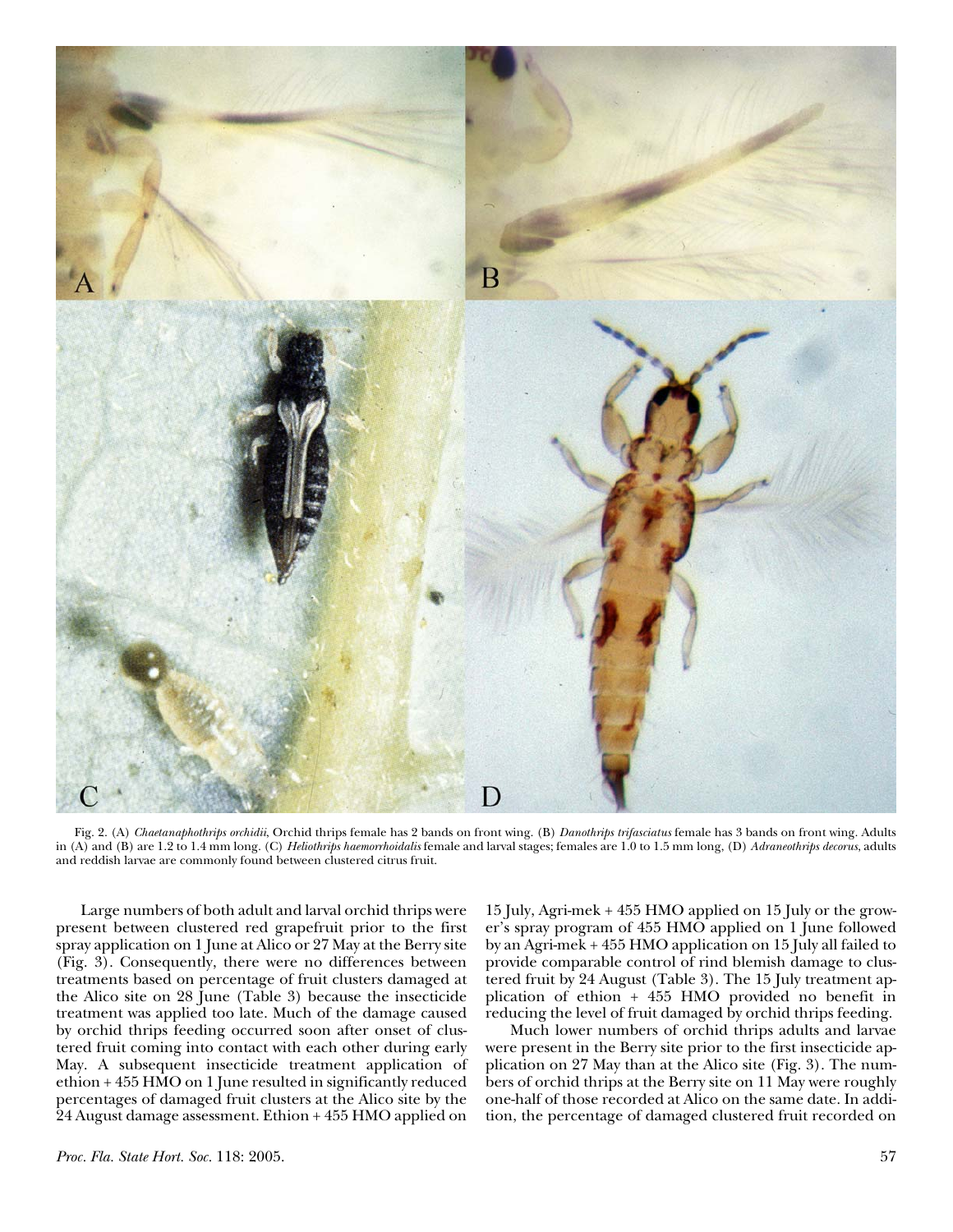Fig. 2. (A) *Chaetanaphothrips orchidii*, Orchid thrips female has 2 bands on front wing. (B) *Danothrips trifasciatus* female has 3 bands on front wing. Adults in (A) and (B) are 1.2 to 1.4 mm long. (C) *Heliothrips haemorrhoidalis* female and larval stages; females are 1.0 to 1.5 mm long, (D) *Adraneothrips decorus*, adults and reddish larvae are commonly found between clustered citrus fruit.

Large numbers of both adult and larval orchid thrips were present between clustered red grapefruit prior to the first spray application on 1 June at Alico or 27 May at the Berry site (Fig. 3). Consequently, there were no differences between treatments based on percentage of fruit clusters damaged at the Alico site on 28 June (Table 3) because the insecticide treatment was applied too late. Much of the damage caused by orchid thrips feeding occurred soon after onset of clustered fruit coming into contact with each other during early May. A subsequent insecticide treatment application of ethion + 455 HMO on 1 June resulted in significantly reduced percentages of damaged fruit clusters at the Alico site by the 24 August damage assessment. Ethion + 455 HMO applied on 15 July, Agri-mek + 455 HMO applied on 15 July or the grower's spray program of 455 HMO applied on 1 June followed by an Agri-mek + 455 HMO application on 15 July all failed to provide comparable control of rind blemish damage to clustered fruit by 24 August (Table 3). The 15 July treatment application of ethion + 455 HMO provided no benefit in reducing the level of fruit damaged by orchid thrips feeding.

Much lower numbers of orchid thrips adults and larvae were present in the Berry site prior to the first insecticide application on 27 May than at the Alico site (Fig. 3). The numbers of orchid thrips at the Berry site on 11 May were roughly one-half of those recorded at Alico on the same date. In addition, the percentage of damaged clustered fruit recorded on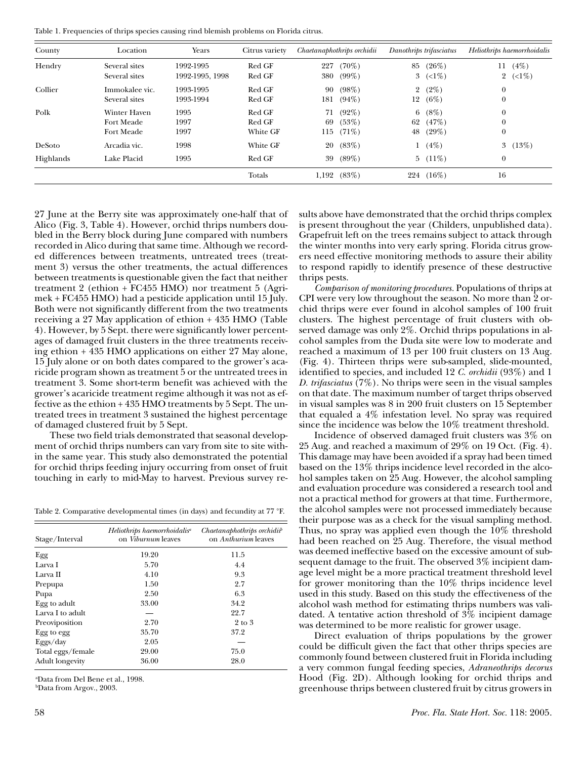Table 1. Frequencies of thrips species causing rind blemish problems on Florida citrus.

| County | Location | Years | Citrus variety | *Chaetanaphothrips orchidii* | *Danothrips trifasciatus* | *Heliothrips haemorrhoidalis* |
|---|---|---|---|---|---|---|
| Hendry | Several sites | 1992-1995 | Red GF | 227 (70%) | 85 (26%) | 11 (4%) |
| | Several sites | 1992-1995, 1998 | Red GF | 380 (99%) | 3 (<1%) | 2 (<1%) |
| Collier | Immokalee vic. | 1993-1995 | Red GF | 90 (98%) | 2 (2%) | 0 |
| | Several sites | 1993-1994 | Red GF | 181 (94%) | 12 (6%) | 0 |
| Polk | Winter Haven | 1995 | Red GF | 71 (92%) | 6 (8%) | 0 |
| | Fort Meade | 1997 | Red GF | 69 (53%) | 62 (47%) | 0 |
| | Fort Meade | 1997 | White GF | 115 (71%) | 48 (29%) | 0 |
| DeSoto | Arcadia vic. | 1998 | White GF | 20 (83%) | 1 (4%) | 3 (13%) |
| Highlands | Lake Placid | 1995 | Red GF | 39 (89%) | 5 (11%) | 0 |
| | | | Totals | 1,192 (83%) | 224 (16%) | 16 |

27 June at the Berry site was approximately one-half that of Alico (Fig. 3, Table 4). However, orchid thrips numbers doubled in the Berry block during June compared with numbers recorded in Alico during that same time. Although we recorded differences between treatments, untreated trees (treatment 3) versus the other treatments, the actual differences between treatments is questionable given the fact that neither treatment 2 (ethion + FC455 HMO) nor treatment 5 (Agrimek + FC455 HMO) had a pesticide application until 15 July. Both were not significantly different from the two treatments receiving a 27 May application of ethion + 435 HMO (Table 4). However, by 5 Sept. there were significantly lower percentages of damaged fruit clusters in the three treatments receiving ethion + 435 HMO applications on either 27 May alone, 15 July alone or on both dates compared to the grower's acaricide program shown as treatment 5 or the untreated trees in treatment 3. Some short-term benefit was achieved with the grower's acaricide treatment regime although it was not as effective as the ethion + 435 HMO treatments by 5 Sept. The untreated trees in treatment 3 sustained the highest percentage of damaged clustered fruit by 5 Sept.

These two field trials demonstrated that seasonal development of orchid thrips numbers can vary from site to site within the same year. This study also demonstrated the potential for orchid thrips feeding injury occurring from onset of fruit touching in early to mid-May to harvest. Previous survey results above have demonstrated that the orchid thrips complex is present throughout the year (Childers, unpublished data). Grapefruit left on the trees remains subject to attack through the winter months into very early spring. Florida citrus growers need effective monitoring methods to assure their ability to respond rapidly to identify presence of these destructive thrips pests.

Table 2. Comparative developmental times (in days) and fecundity at 77 °F.

| Stage/Interval | *Heliothrips haemorrhoidalis*[a] on *Viburnum* leaves | *Chaetanaphothrips orchidii*[b] on *Anthurium* leaves |
|---|---|---|
| Egg | 19.20 | 11.5 |
| Larva I | 5.70 | 4.4 |
| Larva II | 4.10 | 9.3 |
| Prepupa | 1.50 | 2.7 |
| Pupa | 2.50 | 6.3 |
| Egg to adult | 33.00 | 34.2 |
| Larva I to adult | — | 22.7 |
| Preoviposition | 2.70 | 2 to 3 |
| Egg to egg | 35.70 | 37.2 |
| Eggs/day | 2.05 | — |
| Total eggs/female | 29.00 | 75.0 |
| Adult longevity | 36.00 | 28.0 |

[a]Data from Del Bene et al., 1998.
[b]Data from Argov., 2003.

*Comparison of monitoring procedures.* Populations of thrips at CPI were very low throughout the season. No more than 2 orchid thrips were ever found in alcohol samples of 100 fruit clusters. The highest percentage of fruit clusters with observed damage was only 2%. Orchid thrips populations in alcohol samples from the Duda site were low to moderate and reached a maximum of 13 per 100 fruit clusters on 13 Aug. (Fig. 4). Thirteen thrips were sub-sampled, slide-mounted, identified to species, and included 12 *C. orchidii* (93%) and 1 *D. trifasciatus* (7%). No thrips were seen in the visual samples on that date. The maximum number of target thrips observed in visual samples was 8 in 200 fruit clusters on 15 September that equaled a 4% infestation level. No spray was required since the incidence was below the 10% treatment threshold.

Incidence of observed damaged fruit clusters was 3% on 25 Aug. and reached a maximum of 29% on 19 Oct. (Fig. 4). This damage may have been avoided if a spray had been timed based on the 13% thrips incidence level recorded in the alcohol samples taken on 25 Aug. However, the alcohol sampling and evaluation procedure was considered a research tool and not a practical method for growers at that time. Furthermore, the alcohol samples were not processed immediately because their purpose was as a check for the visual sampling method. Thus, no spray was applied even though the 10% threshold had been reached on 25 Aug. Therefore, the visual method was deemed ineffective based on the excessive amount of subsequent damage to the fruit. The observed 3% incipient damage level might be a more practical treatment threshold level for grower monitoring than the 10% thrips incidence level used in this study. Based on this study the effectiveness of the alcohol wash method for estimating thrips numbers was validated. A tentative action threshold of 3% incipient damage was determined to be more realistic for grower usage.

Direct evaluation of thrips populations by the grower could be difficult given the fact that other thrips species are commonly found between clustered fruit in Florida including a very common fungal feeding species, *Adraneothrips decorus* Hood (Fig. 2D). Although looking for orchid thrips and greenhouse thrips between clustered fruit by citrus growers in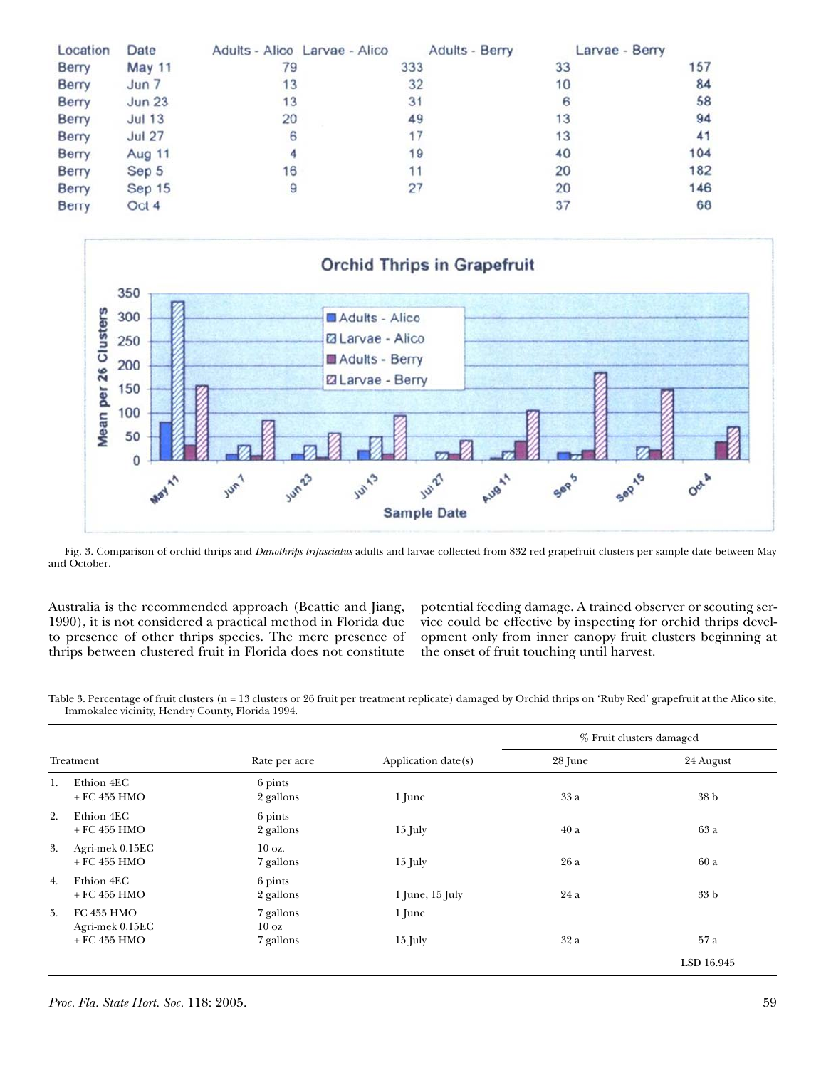| Location | Date | Adults - Alico | Larvae - Alico | Adults - Berry | Larvae - Berry |
|---|---|---|---|---|---|
| Berry | May 11 | 79 | 333 | 33 | 157 |
| Berry | Jun 7 | 13 | 32 | 10 | 84 |
| Berry | Jun 23 | 13 | 31 | 6 | 58 |
| Berry | Jul 13 | 20 | 49 | 13 | 94 |
| Berry | Jul 27 | 6 | 17 | 13 | 41 |
| Berry | Aug 11 | 4 | 19 | 40 | 104 |
| Berry | Sep 5 | 16 | 11 | 20 | 182 |
| Berry | Sep 15 | 9 | 27 | 20 | 146 |
| Berry | Oct 4 | | | 37 | 68 |

Fig. 3. Comparison of orchid thrips and *Danothrips trifasciatus* adults and larvae collected from 832 red grapefruit clusters per sample date between May and October.

Australia is the recommended approach (Beattie and Jiang, 1990), it is not considered a practical method in Florida due to presence of other thrips species. The mere presence of thrips between clustered fruit in Florida does not constitute potential feeding damage. A trained observer or scouting service could be effective by inspecting for orchid thrips development only from inner canopy fruit clusters beginning at the onset of fruit touching until harvest.

Table 3. Percentage of fruit clusters (n = 13 clusters or 26 fruit per treatment replicate) damaged by Orchid thrips on 'Ruby Red' grapefruit at the Alico site, Immokalee vicinity, Hendry County, Florida 1994.

| Treatment | Rate per acre | Application date(s) | % Fruit clusters damaged | |
|---|---|---|---|---|
| | | | 28 June | 24 August |
| 1. Ethion 4EC + FC 455 HMO | 6 pints 2 gallons | 1 June | 33 a | 38 b |
| 2. Ethion 4EC + FC 455 HMO | 6 pints 2 gallons | 15 July | 40 a | 63 a |
| 3. Agri-mek 0.15EC + FC 455 HMO | 10 oz. 7 gallons | 15 July | 26 a | 60 a |
| 4. Ethion 4EC + FC 455 HMO | 6 pints 2 gallons | 1 June, 15 July | 24 a | 33 b |
| 5. FC 455 HMO Agri-mek 0.15EC + FC 455 HMO | 7 gallons 10 oz 7 gallons | 1 June 15 July | 32 a | 57 a |
| | | | | LSD 16.945 |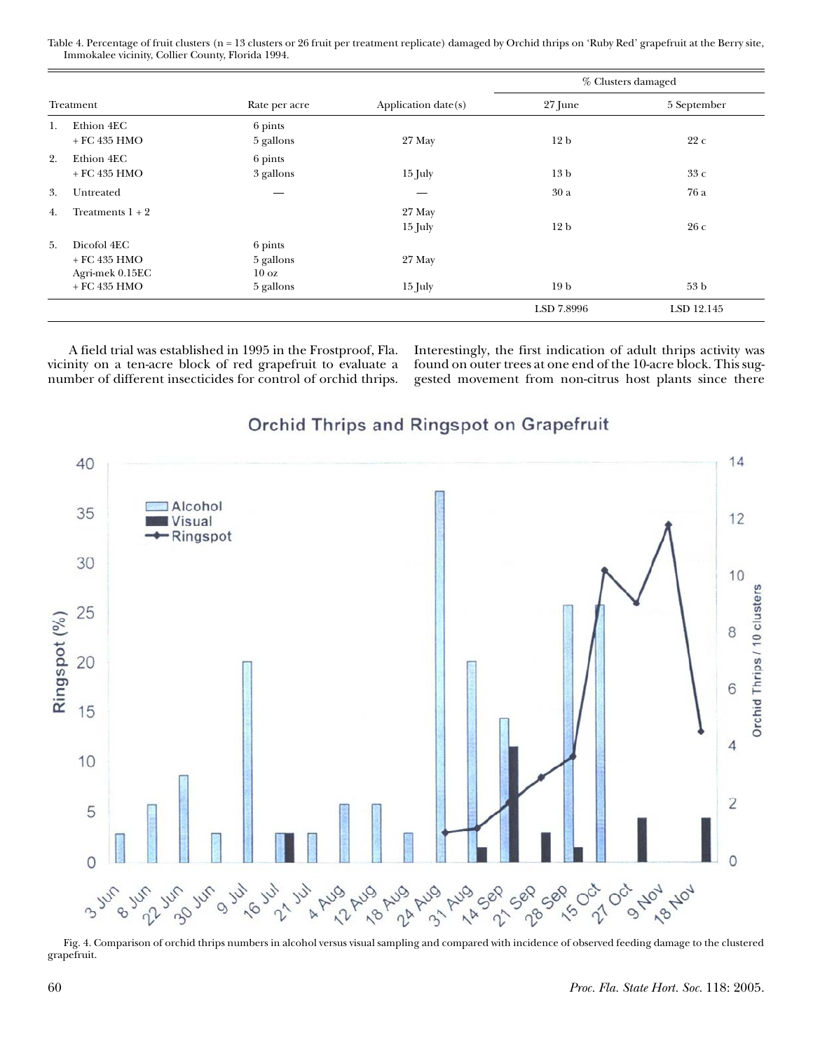Table 4. Percentage of fruit clusters (n = 13 clusters or 26 fruit per treatment replicate) damaged by Orchid thrips on 'Ruby Red' grapefruit at the Berry site, Immokalee vicinity, Collier County, Florida 1994.

| Treatment | Rate per acre | Application date(s) | % Clusters damaged | |
|---|---|---|---|---|
| | | | 27 June | 5 September |
| 1. Ethion 4EC + FC 435 HMO | 6 pints 5 gallons | 27 May | 12 b | 22 c |
| 2. Ethion 4EC + FC 435 HMO | 6 pints 3 gallons | 15 July | 13 b | 33 c |
| 3. Untreated | — | — | 30 a | 76 a |
| 4. Treatments 1 + 2 | | 27 May 15 July | 12 b | 26 c |
| 5. Dicofol 4EC + FC 435 HMO Agri-mek 0.15EC + FC 435 HMO | 6 pints 5 gallons 10 oz 5 gallons | 27 May 15 July | 19 b | 53 b |
| | | | LSD 7.8996 | LSD 12.145 |

A field trial was established in 1995 in the Frostproof, Fla. vicinity on a ten-acre block of red grapefruit to evaluate a number of different insecticides for control of orchid thrips. Interestingly, the first indication of adult thrips activity was found on outer trees at one end of the 10-acre block. This suggested movement from non-citrus host plants since there

Fig. 4. Comparison of orchid thrips numbers in alcohol versus visual sampling and compared with incidence of observed feeding damage to the clustered grapefruit.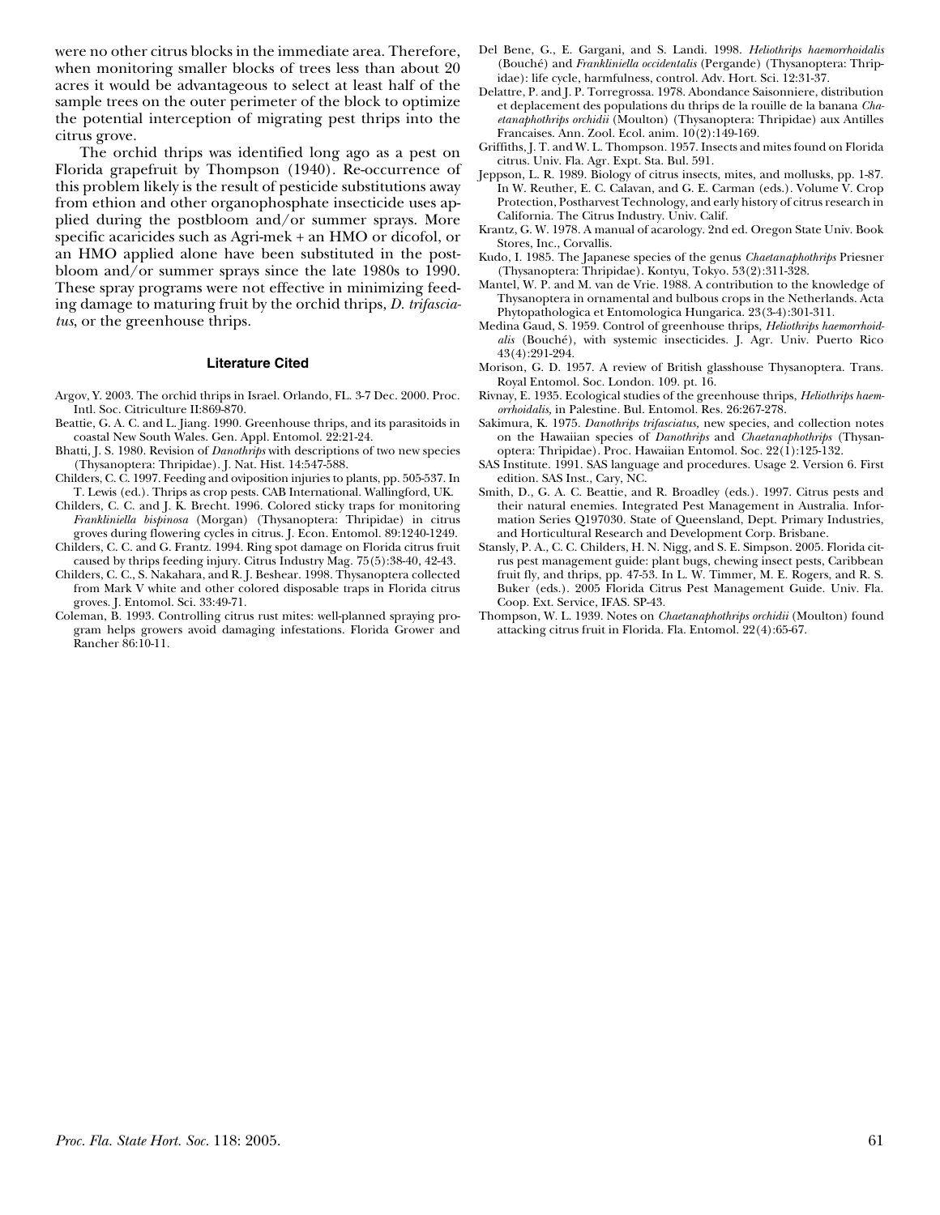were no other citrus blocks in the immediate area. Therefore, when monitoring smaller blocks of trees less than about 20 acres it would be advantageous to select at least half of the sample trees on the outer perimeter of the block to optimize the potential interception of migrating pest thrips into the citrus grove.

The orchid thrips was identified long ago as a pest on Florida grapefruit by Thompson (1940). Re-occurrence of this problem likely is the result of pesticide substitutions away from ethion and other organophosphate insecticide uses applied during the postbloom and/or summer sprays. More specific acaricides such as Agri-mek + an HMO or dicofol, or an HMO applied alone have been substituted in the postbloom and/or summer sprays since the late 1980s to 1990. These spray programs were not effective in minimizing feeding damage to maturing fruit by the orchid thrips, *D. trifasciatus*, or the greenhouse thrips.

## Literature Cited

Argov, Y. 2003. The orchid thrips in Israel. Orlando, FL. 3-7 Dec. 2000. Proc. Intl. Soc. Citriculture II:869-870.

Beattie, G. A. C. and L. Jiang. 1990. Greenhouse thrips, and its parasitoids in coastal New South Wales. Gen. Appl. Entomol. 22:21-24.

Bhatti, J. S. 1980. Revision of *Danothrips* with descriptions of two new species (Thysanoptera: Thripidae). J. Nat. Hist. 14:547-588.

Childers, C. C. 1997. Feeding and oviposition injuries to plants, pp. 505-537. In T. Lewis (ed.). Thrips as crop pests. CAB International. Wallingford, UK.

Childers, C. C. and J. K. Brecht. 1996. Colored sticky traps for monitoring *Frankliniella bispinosa* (Morgan) (Thysanoptera: Thripidae) in citrus groves during flowering cycles in citrus. J. Econ. Entomol. 89:1240-1249.

Childers, C. C. and G. Frantz. 1994. Ring spot damage on Florida citrus fruit caused by thrips feeding injury. Citrus Industry Mag. 75(5):38-40, 42-43.

Childers, C. C., S. Nakahara, and R. J. Beshear. 1998. Thysanoptera collected from Mark V white and other colored disposable traps in Florida citrus groves. J. Entomol. Sci. 33:49-71.

Coleman, B. 1993. Controlling citrus rust mites: well-planned spraying program helps growers avoid damaging infestations. Florida Grower and Rancher 86:10-11.

Del Bene, G., E. Gargani, and S. Landi. 1998. *Heliothrips haemorrhoidalis* (Bouché) and *Frankliniella occidentalis* (Pergande) (Thysanoptera: Thripidae): life cycle, harmfulness, control. Adv. Hort. Sci. 12:31-37.

Delattre, P. and J. P. Torregrossa. 1978. Abondance Saisonniere, distribution et deplacement des populations du thrips de la rouille de la banana *Chaetanaphothrips orchidii* (Moulton) (Thysanoptera: Thripidae) aux Antilles Francaises. Ann. Zool. Ecol. anim. 10(2):149-169.

Griffiths, J. T. and W. L. Thompson. 1957. Insects and mites found on Florida citrus. Univ. Fla. Agr. Expt. Sta. Bul. 591.

Jeppson, L. R. 1989. Biology of citrus insects, mites, and mollusks, pp. 1-87. In W. Reuther, E. C. Calavan, and G. E. Carman (eds.). Volume V. Crop Protection, Postharvest Technology, and early history of citrus research in California. The Citrus Industry. Univ. Calif.

Krantz, G. W. 1978. A manual of acarology. 2nd ed. Oregon State Univ. Book Stores, Inc., Corvallis.

Kudo, I. 1985. The Japanese species of the genus *Chaetanaphothrips* Priesner (Thysanoptera: Thripidae). Kontyu, Tokyo. 53(2):311-328.

Mantel, W. P. and M. van de Vrie. 1988. A contribution to the knowledge of Thysanoptera in ornamental and bulbous crops in the Netherlands. Acta Phytopathologica et Entomologica Hungarica. 23(3-4):301-311.

Medina Gaud, S. 1959. Control of greenhouse thrips, *Heliothrips haemorrhoidalis* (Bouché), with systemic insecticides. J. Agr. Univ. Puerto Rico 43(4):291-294.

Morison, G. D. 1957. A review of British glasshouse Thysanoptera. Trans. Royal Entomol. Soc. London. 109. pt. 16.

Rivnay, E. 1935. Ecological studies of the greenhouse thrips, *Heliothrips haemorrhoidalis*, in Palestine. Bul. Entomol. Res. 26:267-278.

Sakimura, K. 1975. *Danothrips trifasciatus*, new species, and collection notes on the Hawaiian species of *Danothrips* and *Chaetanaphothrips* (Thysanoptera: Thripidae). Proc. Hawaiian Entomol. Soc. 22(1):125-132.

SAS Institute. 1991. SAS language and procedures. Usage 2. Version 6. First edition. SAS Inst., Cary, NC.

Smith, D., G. A. C. Beattie, and R. Broadley (eds.). 1997. Citrus pests and their natural enemies. Integrated Pest Management in Australia. Information Series Q197030. State of Queensland, Dept. Primary Industries, and Horticultural Research and Development Corp. Brisbane.

Stansly, P. A., C. C. Childers, H. N. Nigg, and S. E. Simpson. 2005. Florida citrus pest management guide: plant bugs, chewing insect pests, Caribbean fruit fly, and thrips, pp. 47-53. In L. W. Timmer, M. E. Rogers, and R. S. Buker (eds.). 2005 Florida Citrus Pest Management Guide. Univ. Fla. Coop. Ext. Service, IFAS. SP-43.

Thompson, W. L. 1939. Notes on *Chaetanaphothrips orchidii* (Moulton) found attacking citrus fruit in Florida. Fla. Entomol. 22(4):65-67.